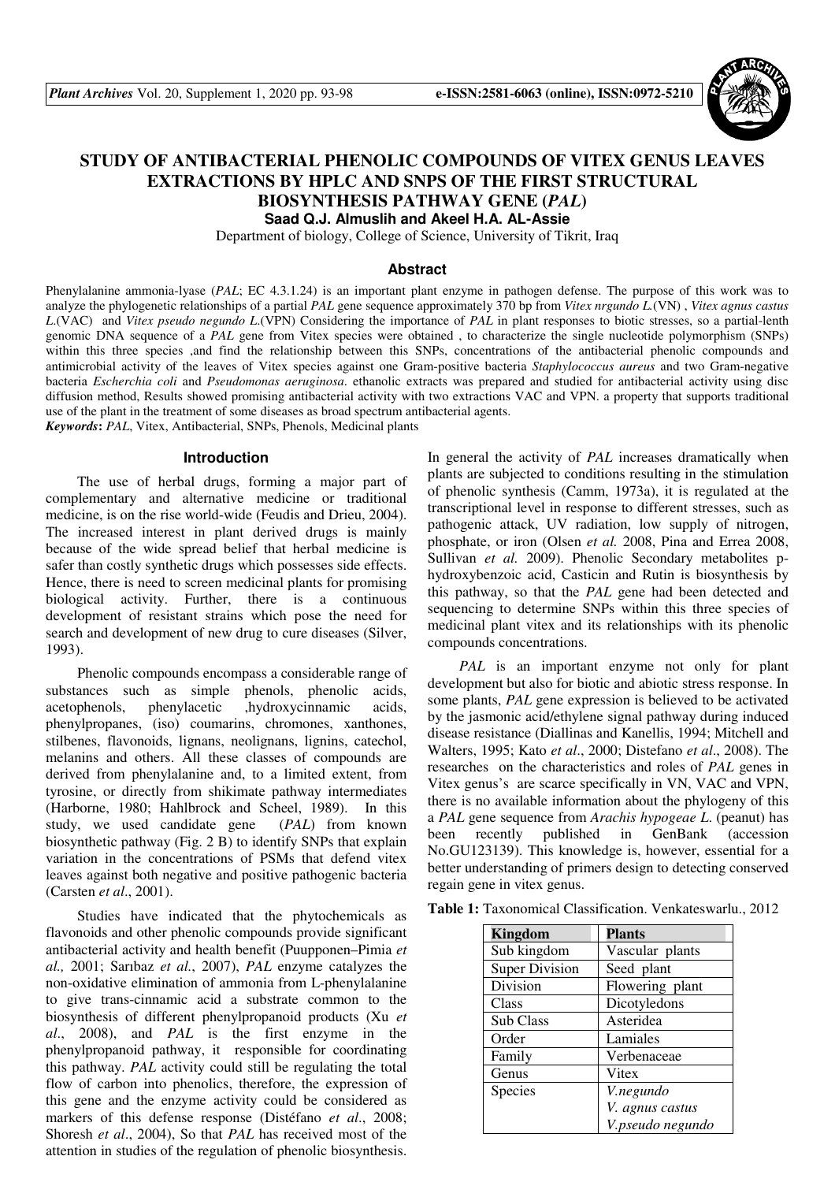# STUDY OF ANTIBACTERIAL PHENOLIC COMPOUNDS OF VITEX GENUS LEAVES EXTRACTIONS BY HPLC AND SNPS OF THE FIRST STRUCTURAL BIOSYNTHESIS PATHWAY GENE (*PAL*)

**Saad Q.J. Almuslih and Akeel H.A. AL-Assie**

Department of biology, College of Science, University of Tikrit, Iraq

## Abstract

Phenylalanine ammonia-lyase (*PAL*; EC 4.3.1.24) is an important plant enzyme in pathogen defense. The purpose of this work was to analyze the phylogenetic relationships of a partial *PAL* gene sequence approximately 370 bp from *Vitex nrgundo L.*(VN) , *Vitex agnus castus L.*(VAC) and *Vitex pseudo negundo L.*(VPN) Considering the importance of *PAL* in plant responses to biotic stresses, so a partial-lenth genomic DNA sequence of a *PAL* gene from Vitex species were obtained , to characterize the single nucleotide polymorphism (SNPs) within this three species ,and find the relationship between this SNPs, concentrations of the antibacterial phenolic compounds and antimicrobial activity of the leaves of Vitex species against one Gram-positive bacteria *Staphylococcus aureus* and two Gram-negative bacteria *Escherchia coli* and *Pseudomonas aeruginosa*. ethanolic extracts was prepared and studied for antibacterial activity using disc diffusion method, Results showed promising antibacterial activity with two extractions VAC and VPN. a property that supports traditional use of the plant in the treatment of some diseases as broad spectrum antibacterial agents.

***Keywords*:** *PAL*, Vitex, Antibacterial, SNPs, Phenols, Medicinal plants

## Introduction

The use of herbal drugs, forming a major part of complementary and alternative medicine or traditional medicine, is on the rise world-wide (Feudis and Drieu, 2004). The increased interest in plant derived drugs is mainly because of the wide spread belief that herbal medicine is safer than costly synthetic drugs which possesses side effects. Hence, there is need to screen medicinal plants for promising biological activity. Further, there is a continuous development of resistant strains which pose the need for search and development of new drug to cure diseases (Silver, 1993).

Phenolic compounds encompass a considerable range of substances such as simple phenols, phenolic acids, acetophenols, phenylacetic ,hydroxycinnamic acids, phenylpropanes, (iso) coumarins, chromones, xanthones, stilbenes, flavonoids, lignans, neolignans, lignins, catechol, melanins and others. All these classes of compounds are derived from phenylalanine and, to a limited extent, from tyrosine, or directly from shikimate pathway intermediates (Harborne, 1980; Hahlbrock and Scheel, 1989). In this study, we used candidate gene (*PAL*) from known biosynthetic pathway (Fig. 2 B) to identify SNPs that explain variation in the concentrations of PSMs that defend vitex leaves against both negative and positive pathogenic bacteria (Carsten *et al*., 2001).

Studies have indicated that the phytochemicals as flavonoids and other phenolic compounds provide significant antibacterial activity and health benefit (Puupponen–Pimia *et al.,* 2001; Sarıbaz *et al.*, 2007), *PAL* enzyme catalyzes the non-oxidative elimination of ammonia from L-phenylalanine to give trans-cinnamic acid a substrate common to the biosynthesis of different phenylpropanoid products (Xu *et al*., 2008), and *PAL* is the first enzyme in the phenylpropanoid pathway, it responsible for coordinating this pathway. *PAL* activity could still be regulating the total flow of carbon into phenolics, therefore, the expression of this gene and the enzyme activity could be considered as markers of this defense response (Distéfano *et al*., 2008; Shoresh *et al*., 2004), So that *PAL* has received most of the attention in studies of the regulation of phenolic biosynthesis. In general the activity of *PAL* increases dramatically when plants are subjected to conditions resulting in the stimulation of phenolic synthesis (Camm, 1973a), it is regulated at the transcriptional level in response to different stresses, such as pathogenic attack, UV radiation, low supply of nitrogen, phosphate, or iron (Olsen *et al.* 2008, Pina and Errea 2008, Sullivan *et al.* 2009). Phenolic Secondary metabolites p-hydroxybenzoic acid, Casticin and Rutin is biosynthesis by this pathway, so that the *PAL* gene had been detected and sequencing to determine SNPs within this three species of medicinal plant vitex and its relationships with its phenolic compounds concentrations.

*PAL* is an important enzyme not only for plant development but also for biotic and abiotic stress response. In some plants, *PAL* gene expression is believed to be activated by the jasmonic acid/ethylene signal pathway during induced disease resistance (Diallinas and Kanellis, 1994; Mitchell and Walters, 1995; Kato *et al*., 2000; Distefano *et al*., 2008). The researches on the characteristics and roles of *PAL* genes in Vitex genus's are scarce specifically in VN, VAC and VPN, there is no available information about the phylogeny of this a *PAL* gene sequence from *Arachis hypogeae L.* (peanut) has been recently published in GenBank (accession No.GU123139). This knowledge is, however, essential for a better understanding of primers design to detecting conserved regain gene in vitex genus.

**Table 1:** Taxonomical Classification. Venkateswarlu., 2012

| Kingdom | Plants |
|---|---|
| Sub kingdom | Vascular plants |
| Super Division | Seed plant |
| Division | Flowering plant |
| Class | Dicotyledons |
| Sub Class | Asteridea |
| Order | Lamiales |
| Family | Verbenaceae |
| Genus | Vitex |
| Species | *V.negundo*<br>*V. agnus castus*<br>*V.pseudo negundo* |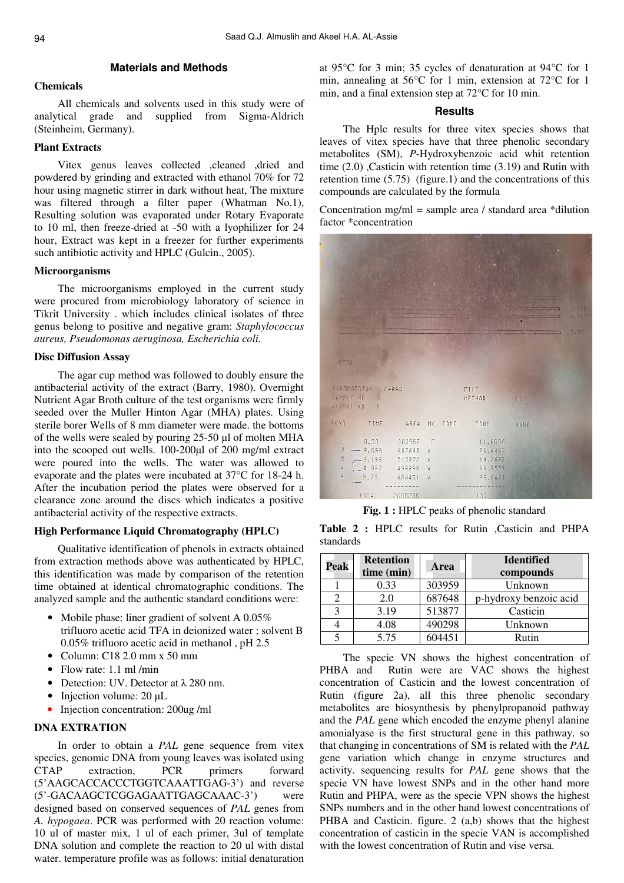## Materials and Methods

### Chemicals

All chemicals and solvents used in this study were of analytical grade and supplied from Sigma-Aldrich (Steinheim, Germany).

### Plant Extracts

Vitex genus leaves collected ,cleaned ,dried and powdered by grinding and extracted with ethanol 70% for 72 hour using magnetic stirrer in dark without heat, The mixture was filtered through a filter paper (Whatman No.1), Resulting solution was evaporated under Rotary Evaporate to 10 ml, then freeze-dried at -50 with a lyophilizer for 24 hour, Extract was kept in a freezer for further experiments such antibiotic activity and HPLC (Gulcin., 2005).

### Microorganisms

The microorganisms employed in the current study were procured from microbiology laboratory of science in Tikrit University . which includes clinical isolates of three genus belong to positive and negative gram: *Staphylococcus aureus, Pseudomonas aeruginosa, Escherichia coli.*

### Disc Diffusion Assay

The agar cup method was followed to doubly ensure the antibacterial activity of the extract (Barry, 1980). Overnight Nutrient Agar Broth culture of the test organisms were firmly seeded over the Muller Hinton Agar (MHA) plates. Using sterile borer Wells of 8 mm diameter were made. the bottoms of the wells were sealed by pouring 25-50 µl of molten MHA into the scooped out wells. 100-200µl of 200 mg/ml extract were poured into the wells. The water was allowed to evaporate and the plates were incubated at 37°C for 18-24 h. After the incubation period the plates were observed for a clearance zone around the discs which indicates a positive antibacterial activity of the respective extracts.

### High Performance Liquid Chromatography (HPLC)

Qualitative identification of phenols in extracts obtained from extraction methods above was authenticated by HPLC, this identification was made by comparison of the retention time obtained at identical chromatographic conditions. The analyzed sample and the authentic standard conditions were:

- Mobile phase: liner gradient of solvent A 0.05% trifluoro acetic acid TFA in deionized water ; solvent B 0.05% trifluoro acetic acid in methanol , pH 2.5
- Column: C18 2.0 mm x 50 mm
- Flow rate: 1.1 ml /min
- Detection: UV. Detector at λ 280 nm.
- Injection volume: 20 µL
- Injection concentration: 200ug /ml

### DNA EXTRATION

In order to obtain a *PAL* gene sequence from vitex species, genomic DNA from young leaves was isolated using CTAP extraction, PCR primers forward (5'AAGCACCACCCTGGTCAAATTGAG-3') and reverse (5'-GACAAGCTCGGAGAATTGAGCAAAC-3') were designed based on conserved sequences of *PAL* genes from *A. hypogaea*. PCR was performed with 20 reaction volume: 10 ul of master mix, 1 ul of each primer, 3ul of template DNA solution and complete the reaction to 20 ul with distal water. temperature profile was as follows: initial denaturation at 95°C for 3 min; 35 cycles of denaturation at 94°C for 1 min, annealing at 56°C for 1 min, extension at 72°C for 1 min, and a final extension step at 72°C for 10 min.

## Results

The Hplc results for three vitex species shows that leaves of vitex species have that three phenolic secondary metabolites (SM), *P*-Hydroxybenzoic acid whit retention time (2.0) ,Casticin with retention time (3.19) and Rutin with retention time (5.75) (figure.1) and the concentrations of this compounds are calculated by the formula

Concentration mg/ml = sample area / standard area \*dilution factor \*concentration

**Fig. 1 :** HPLC peaks of phenolic standard

**Table 2 :** HPLC results for Rutin ,Casticin and PHPA standards

| Peak | Retention time (min) | Area | Identified compounds |
|---|---|---|---|
| 1 | 0.33 | 303959 | Unknown |
| 2 | 2.0 | 687648 | p-hydroxy benzoic acid |
| 3 | 3.19 | 513877 | Casticin |
| 4 | 4.08 | 490298 | Unknown |
| 5 | 5.75 | 604451 | Rutin |

The specie VN shows the highest concentration of PHBA and Rutin were are VAC shows the highest concentration of Casticin and the lowest concentration of Rutin (figure 2a), all this three phenolic secondary metabolites are biosynthesis by phenylpropanoid pathway and the *PAL* gene which encoded the enzyme phenyl alanine amonialyase is the first structural gene in this pathway. so that changing in concentrations of SM is related with the *PAL* gene variation which change in enzyme structures and activity. sequencing results for *PAL* gene shows that the specie VN have lowest SNPs and in the other hand more Rutin and PHPA, were as the specie VPN shows the highest SNPs numbers and in the other hand lowest concentrations of PHBA and Casticin. figure. 2 (a,b) shows that the highest concentration of casticin in the specie VAN is accomplished with the lowest concentration of Rutin and vise versa.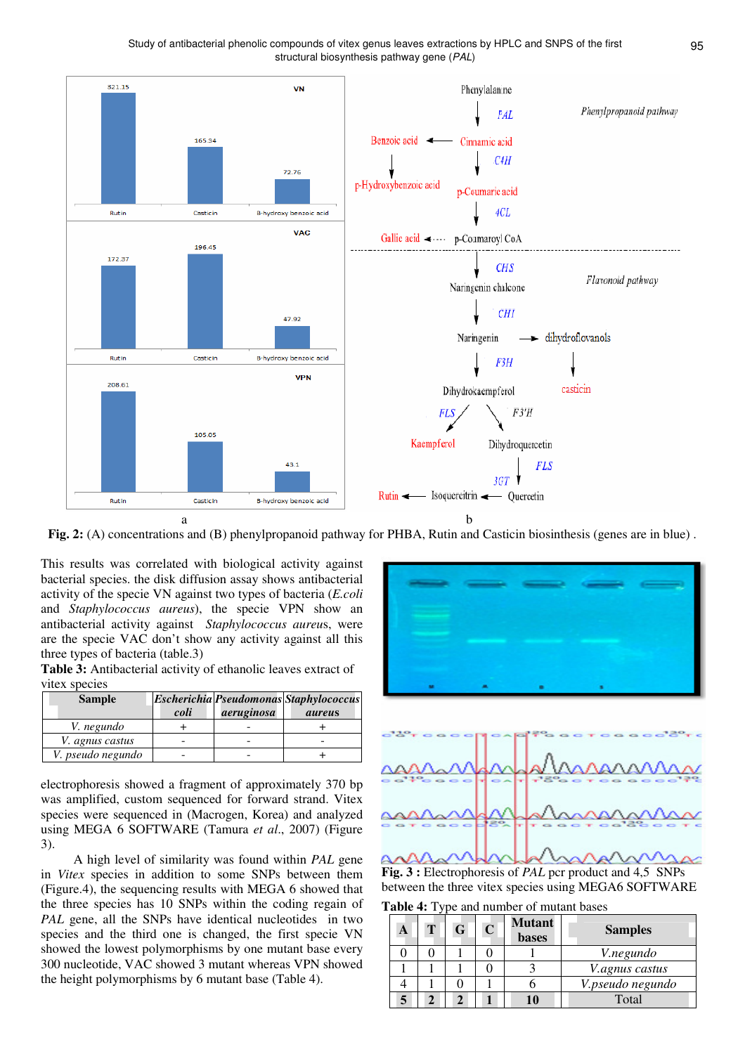**Fig. 2:** (A) concentrations and (B) phenylpropanoid pathway for PHBA, Rutin and Casticin biosynthesis (genes are in blue) .

This results was correlated with biological activity against bacterial species. the disk diffusion assay shows antibacterial activity of the specie VN against two types of bacteria (*E.coli* and *Staphylococcus aureus*), the specie VPN show an antibacterial activity against *Staphylococcus aureus*, were are the specie VAC don't show any activity against all this three types of bacteria (table.3)

**Table 3:** Antibacterial activity of ethanolic leaves extract of vitex species

| Sample | *Escherichia coli* | *Pseudomonas aeruginosa* | *Staphylococcus aureus* |
|---|---|---|---|
| *V. negundo* | + | - | + |
| *V. agnus castus* | - | - | - |
| *V. pseudo negundo* | - | - | + |

electrophoresis showed a fragment of approximately 370 bp was amplified, custom sequenced for forward strand. Vitex species were sequenced in (Macrogen, Korea) and analyzed using MEGA 6 SOFTWARE (Tamura *et al.*, 2007) (Figure 3).

A high level of similarity was found within *PAL* gene in *Vitex* species in addition to some SNPs between them (Figure.4), the sequencing results with MEGA 6 showed that the three species has 10 SNPs within the coding regain of *PAL* gene, all the SNPs have identical nucleotides in two species and the third one is changed, the first specie VN showed the lowest polymorphisms by one mutant base every 300 nucleotide, VAC showed 3 mutant whereas VPN showed the height polymorphisms by 6 mutant base (Table 4).

**Fig. 3 :** Electrophoresis of *PAL* pcr product and 4,5 SNPs between the three vitex species using MEGA6 SOFTWARE

**Table 4:** Type and number of mutant bases

| A | T | G | C | Mutant bases | Samples |
|---|---|---|---|---|---|
| 0 | 0 | 1 | 0 | 1 | *V.negundo* |
| 1 | 1 | 1 | 0 | 3 | *V.agnus castus* |
| 4 | 1 | 0 | 1 | 6 | *V.pseudo negundo* |
| **5** | **2** | **2** | **1** | **10** | Total |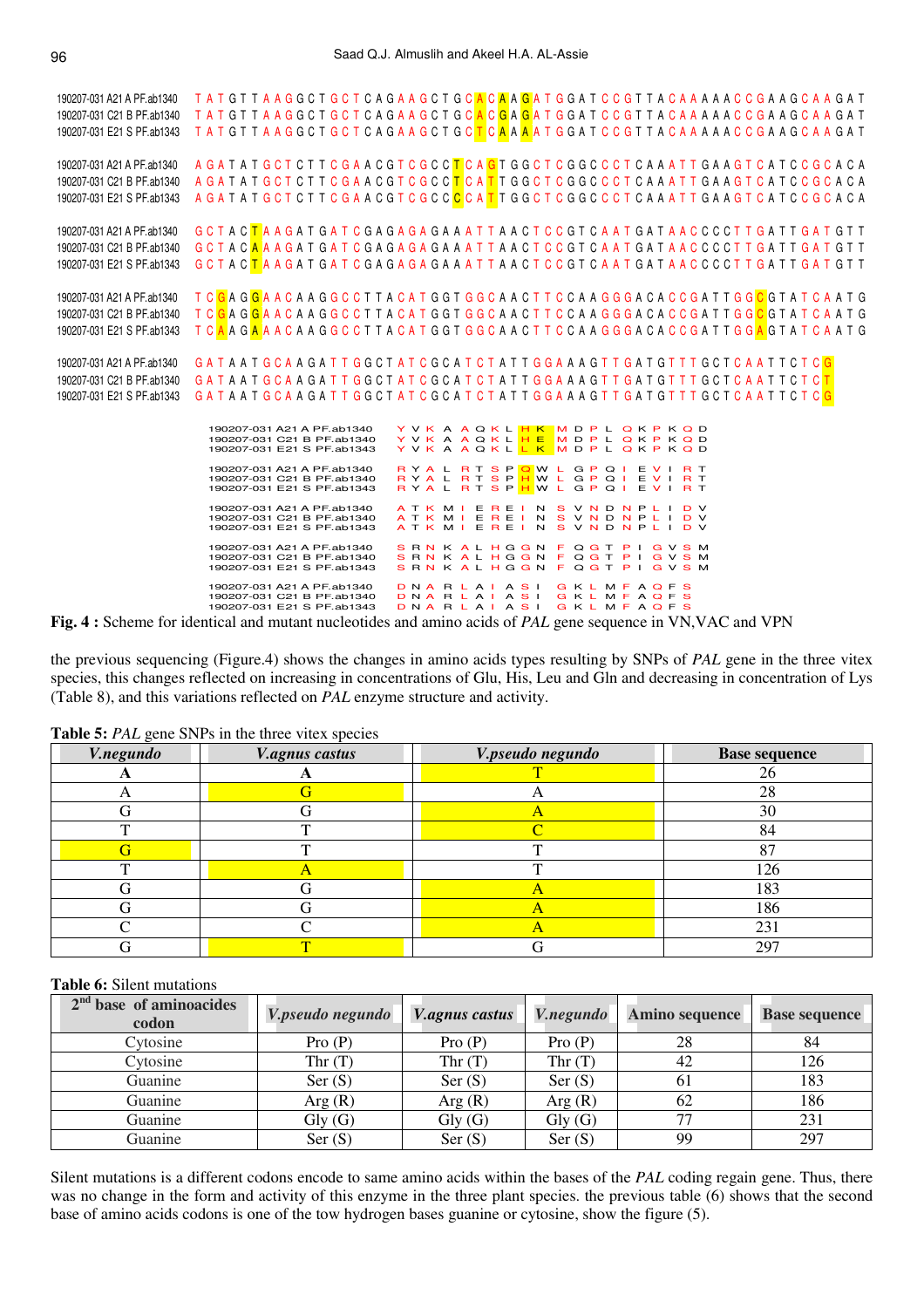```
190207-031 A21 A PF.ab1340   TATGTTAAGGCTGCTCAGAAGCTGCACAAGATGGATCCGTTACAAAAACCGAAGCAAGAT
190207-031 C21 B PF.ab1340   TATGTTAAGGCTGCTCAGAAGCTGCACGAGATGGATCCGTTACAAAAACCGAAGCAAGAT
190207-031 E21 S PF.ab1343   TATGTTAAGGCTGCTCAGAAGCTGCTCAAAATGGATCCGTTACAAAAACCGAAGCAAGAT

190207-031 A21 A PF.ab1340   AGATATGCTCTTCGAACGTCGCCTCAGTGGCTCGGCCCTCAAATTGAAGTCATCCGCACA
190207-031 C21 B PF.ab1340   AGATATGCTCTTCGAACGTCGCCTCATTGGCTCGGCCCTCAAATTGAAGTCATCCGCACA
190207-031 E21 S PF.ab1343   AGATATGCTCTTCGAACGTCGCCCCATTGGCTCGGCCCTCAAATTGAAGTCATCCGCACA

190207-031 A21 A PF.ab1340   GCTACTAAGATGATCGAGAGAGAAATTAACTCCGTCAATGATAACCCCTTGATTGATGTT
190207-031 C21 B PF.ab1340   GCTACAAAGATGATCGAGAGAGAAATTAACTCCGTCAATGATAACCCCTTGATTGATGTT
190207-031 E21 S PF.ab1343   GCTACTAAGATGATCGAGAGAGAAATTAACTCCGTCAATGATAACCCCTTGATTGATGTT

190207-031 A21 A PF.ab1340   TCGAGGAACAAGGCCTTACATGGTGGCAACTTCCAAGGGACACCGATTGGCGTATCAATG
190207-031 C21 B PF.ab1340   TCGAGGAACAAGGCCTTACATGGTGGCAACTTCCAAGGGACACCGATTGGCGTATCAATG
190207-031 E21 S PF.ab1343   TCAAGAAACAAGGCCTTACATGGTGGCAACTTCCAAGGGACACCGATTGGAGTATCAATG

190207-031 A21 A PF.ab1340   GATAATGCAAGATTGGCTATCGCATCTATTGGAAAGTTGATGTTTGCTCAATTCTCG
190207-031 C21 B PF.ab1340   GATAATGCAAGATTGGCTATCGCATCTATTGGAAAGTTGATGTTTGCTCAATTCTCT
190207-031 E21 S PF.ab1343   GATAATGCAAGATTGGCTATCGCATCTATTGGAAAGTTGATGTTTGCTCAATTCTCG

190207-031 A21 A PF.ab1340   YVKAAQKLHKMDPLQKPKQD
190207-031 C21 B PF.ab1340   YVKAAQKLHEMDPLQKPKQD
190207-031 E21 S PF.ab1343   YVKAAQKLLKMDPLQKPKQD

190207-031 A21 A PF.ab1340   RYALRTSPQWLGPQIEVIRT
190207-031 C21 B PF.ab1340   RYALRTSPHWLGPQIEVIRT
190207-031 E21 S PF.ab1343   RYALRTSPHWLGPQIEVIRT

190207-031 A21 A PF.ab1340   ATKMIEREINSVNDNPLIDV
190207-031 C21 B PF.ab1340   ATKMIEREINSVNDNPLIDV
190207-031 E21 S PF.ab1343   ATKMIEREINSVNDNPLIDV

190207-031 A21 A PF.ab1340   SRNKALHGGNFQGTPIGVSM
190207-031 C21 B PF.ab1340   SRNKALHGGNFQGTPIGVSM
190207-031 E21 S PF.ab1343   SRNKALHGGNFQGTPIGVSM

190207-031 A21 A PF.ab1340   DNARLAIASIGKLMFAQFS
190207-031 C21 B PF.ab1340   DNARLAIASIGKLMFAQFS
190207-031 E21 S PF.ab1343   DNARLAIASIGKLMFAQFS
```

**Fig. 4 :** Scheme for identical and mutant nucleotides and amino acids of *PAL* gene sequence in VN,VAC and VPN

the previous sequencing (Figure.4) shows the changes in amino acids types resulting by SNPs of *PAL* gene in the three vitex species, this changes reflected on increasing in concentrations of Glu, His, Leu and Gln and decreasing in concentration of Lys (Table 8), and this variations reflected on *PAL* enzyme structure and activity.

**Table 5:** *PAL* gene SNPs in the three vitex species

| *V.negundo* | *V.agnus castus* | *V.pseudo negundo* | Base sequence |
|---|---|---|---|
| A | A | T | 26 |
| A | G | A | 28 |
| G | G | A | 30 |
| T | T | C | 84 |
| G | T | T | 87 |
| T | A | T | 126 |
| G | G | A | 183 |
| G | G | A | 186 |
| C | C | A | 231 |
| G | T | G | 297 |

**Table 6:** Silent mutations

| 2nd base of aminoacides codon | *V.pseudo negundo* | *V.agnus castus* | *V.negundo* | Amino sequence | Base sequence |
|---|---|---|---|---|---|
| Cytosine | Pro (P) | Pro (P) | Pro (P) | 28 | 84 |
| Cytosine | Thr (T) | Thr (T) | Thr (T) | 42 | 126 |
| Guanine | Ser (S) | Ser (S) | Ser (S) | 61 | 183 |
| Guanine | Arg (R) | Arg (R) | Arg (R) | 62 | 186 |
| Guanine | Gly (G) | Gly (G) | Gly (G) | 77 | 231 |
| Guanine | Ser (S) | Ser (S) | Ser (S) | 99 | 297 |

Silent mutations is a different codons encode to same amino acids within the bases of the *PAL* coding regain gene. Thus, there was no change in the form and activity of this enzyme in the three plant species. the previous table (6) shows that the second base of amino acids codons is one of the tow hydrogen bases guanine or cytosine, show the figure (5).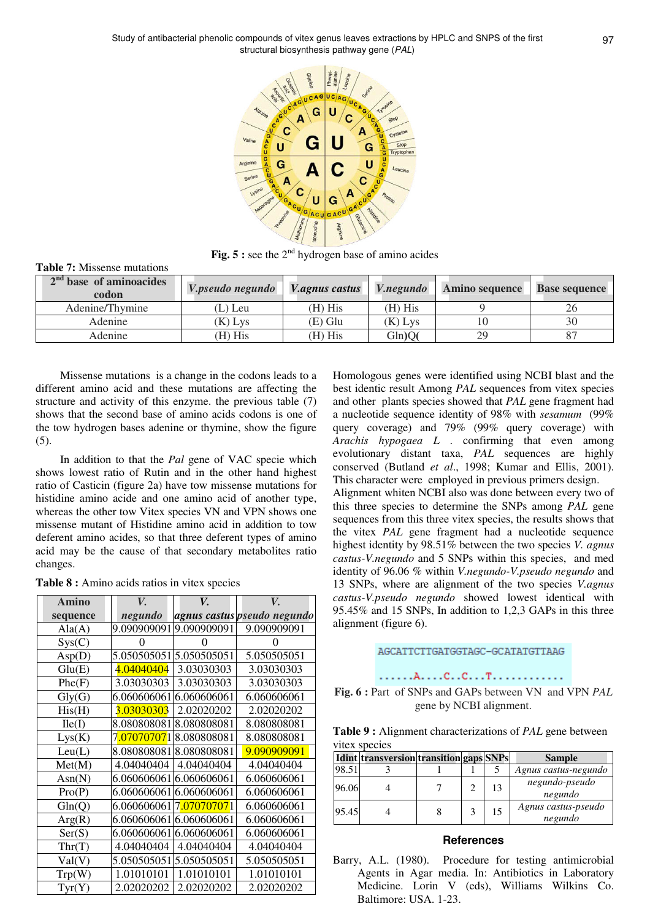**Fig. 5 :** see the 2nd hydrogen base of amino acides

**Table 7:** Missense mutations

| 2nd base of aminoacides codon | *V.pseudo negundo* | *V.agnus castus* | *V.negundo* | Amino sequence | Base sequence |
|---|---|---|---|---|---|
| Adenine/Thymine | (L) Leu | (H) His | (H) His | 9 | 26 |
| Adenine | (K) Lys | (E) Glu | (K) Lys | 10 | 30 |
| Adenine | (H) His | (H) His | Gln)Q( | 29 | 87 |

Missense mutations is a change in the codons leads to a different amino acid and these mutations are affecting the structure and activity of this enzyme. the previous table (7) shows that the second base of amino acids codons is one of the tow hydrogen bases adenine or thymine, show the figure (5).

In addition to that the *Pal* gene of VAC specie which shows lowest ratio of Rutin and in the other hand highest ratio of Casticin (figure 2a) have tow missense mutations for histidine amino acide and one amino acid of another type, whereas the other tow Vitex species VN and VPN shows one missense mutant of Histidine amino acid in addition to tow deferent amino acides, so that three deferent types of amino acid may be the cause of that secondary metabolites ratio changes.

**Table 8 :** Amino acids ratios in vitex species

| Amino sequence | *V. negundo* | *V. agnus castus* | *V. pseudo negundo* |
|---|---|---|---|
| Ala(A) | 9.090909091 | 9.090909091 | 9.090909091 |
| Sys(C) | 0 | 0 | 0 |
| Asp(D) | 5.050505051 | 5.050505051 | 5.050505051 |
| Glu(E) | 4.04040404 | 3.03030303 | 3.03030303 |
| Phe(F) | 3.03030303 | 3.03030303 | 3.03030303 |
| Gly(G) | 6.060606061 | 6.060606061 | 6.060606061 |
| His(H) | 3.03030303 | 2.02020202 | 2.02020202 |
| Ile(I) | 8.080808081 | 8.080808081 | 8.080808081 |
| Lys(K) | 7.070707071 | 8.080808081 | 8.080808081 |
| Leu(L) | 8.080808081 | 8.080808081 | 9.090909091 |
| Met(M) | 4.04040404 | 4.04040404 | 4.04040404 |
| Asn(N) | 6.060606061 | 6.060606061 | 6.060606061 |
| Pro(P) | 6.060606061 | 6.060606061 | 6.060606061 |
| Gln(Q) | 6.060606061 | 7.070707071 | 6.060606061 |
| Arg(R) | 6.060606061 | 6.060606061 | 6.060606061 |
| Ser(S) | 6.060606061 | 6.060606061 | 6.060606061 |
| Thr(T) | 4.04040404 | 4.04040404 | 4.04040404 |
| Val(V) | 5.050505051 | 5.050505051 | 5.050505051 |
| Trp(W) | 1.01010101 | 1.01010101 | 1.01010101 |
| Tyr(Y) | 2.02020202 | 2.02020202 | 2.02020202 |

Homologous genes were identified using NCBI blast and the best identic result Among *PAL* sequences from vitex species and other plants species showed that *PAL* gene fragment had a nucleotide sequence identity of 98% with *sesamum* (99% query coverage) and 79% (99% query coverage) with *Arachis hypogaea L* . confirming that even among evolutionary distant taxa, *PAL* sequences are highly conserved (Butland *et al*., 1998; Kumar and Ellis, 2001). This character were employed in previous primers design.

Alignment whiten NCBI also was done between every two of this three species to determine the SNPs among *PAL* gene sequences from this three vitex species, the results shows that the vitex *PAL* gene fragment had a nucleotide sequence highest identity by 98.51% between the two species *V. agnus castus-V.negundo* and 5 SNPs within this species, and med identity of 96.06 % within *V.negundo-V.pseudo negundo* and 13 SNPs, where are alignment of the two species *V.agnus castus-V.pseudo negundo* showed lowest identical with 95.45% and 15 SNPs, In addition to 1,2,3 GAPs in this three alignment (figure 6).

```
AGCATTCTTGATGGTAGC-GCATATGTTAAG
......A....C..C...T............
```

**Fig. 6 :** Part of SNPs and GAPs between VN and VPN *PAL* gene by NCBI alignment.

**Table 9 :** Alignment characterizations of *PAL* gene between vitex species

| Idint | transversion | transition | gaps | SNPs | Sample |
|---|---|---|---|---|---|
| 98.51 | 3 | 1 | 1 | 5 | *Agnus castus-negundo* |
| 96.06 | 4 | 7 | 2 | 13 | *negundo-pseudo negundo* |
| 95.45 | 4 | 8 | 3 | 15 | *Agnus castus-pseudo negundo* |

## References

Barry, A.L. (1980). Procedure for testing antimicrobial Agents in Agar media. In: Antibiotics in Laboratory Medicine. Lorin V (eds), Williams Wilkins Co. Baltimore: USA. 1-23.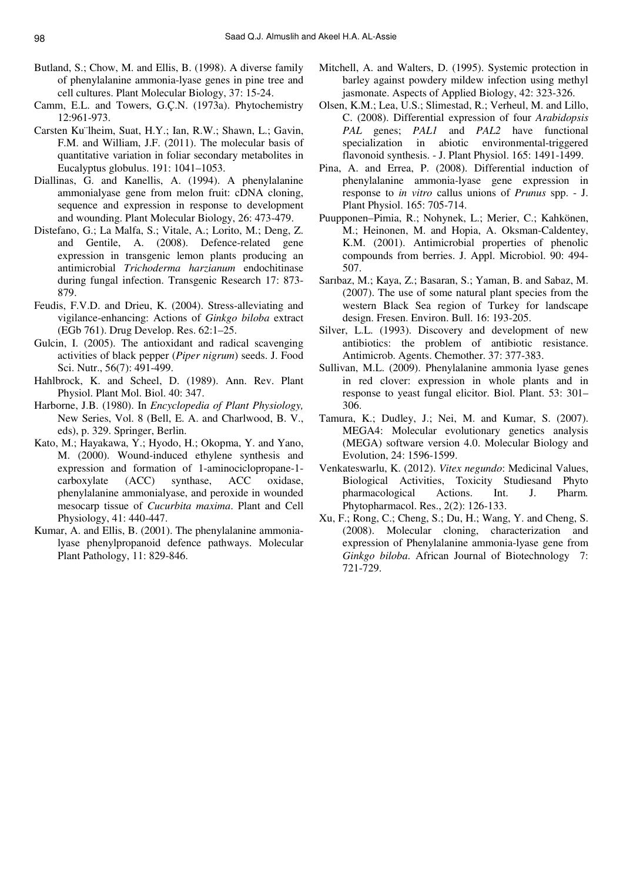Butland, S.; Chow, M. and Ellis, B. (1998). A diverse family of phenylalanine ammonia-lyase genes in pine tree and cell cultures. Plant Molecular Biology, 37: 15-24.

Camm, E.L. and Towers, G.Ç.N. (1973a). Phytochemistry 12:961-973.

Carsten Ku¨lheim, Suat, H.Y.; Ian, R.W.; Shawn, L.; Gavin, F.M. and William, J.F. (2011). The molecular basis of quantitative variation in foliar secondary metabolites in Eucalyptus globulus. 191: 1041–1053.

Diallinas, G. and Kanellis, A. (1994). A phenylalanine ammonialyase gene from melon fruit: cDNA cloning, sequence and expression in response to development and wounding. Plant Molecular Biology, 26: 473-479.

Distefano, G.; La Malfa, S.; Vitale, A.; Lorito, M.; Deng, Z. and Gentile, A. (2008). Defence-related gene expression in transgenic lemon plants producing an antimicrobial *Trichoderma harzianum* endochitinase during fungal infection. Transgenic Research 17: 873-879.

Feudis, F.V.D. and Drieu, K. (2004). Stress-alleviating and vigilance-enhancing: Actions of *Ginkgo biloba* extract (EGb 761). Drug Develop. Res. 62:1–25.

Gulcin, I. (2005). The antioxidant and radical scavenging activities of black pepper (*Piper nigrum*) seeds. J. Food Sci. Nutr., 56(7): 491-499.

Hahlbrock, K. and Scheel, D. (1989). Ann. Rev. Plant Physiol. Plant Mol. Biol. 40: 347.

Harborne, J.B. (1980). In *Encyclopedia of Plant Physiology,* New Series, Vol. 8 (Bell, E. A. and Charlwood, B. V., eds), p. 329. Springer, Berlin.

Kato, M.; Hayakawa, Y.; Hyodo, H.; Okopma, Y. and Yano, M. (2000). Wound-induced ethylene synthesis and expression and formation of 1-aminociclopropane-1-carboxylate (ACC) synthase, ACC oxidase, phenylalanine ammonialyase, and peroxide in wounded mesocarp tissue of *Cucurbita maxima*. Plant and Cell Physiology, 41: 440-447.

Kumar, A. and Ellis, B. (2001). The phenylalanine ammonia-lyase phenylpropanoid defence pathways. Molecular Plant Pathology, 11: 829-846.

Mitchell, A. and Walters, D. (1995). Systemic protection in barley against powdery mildew infection using methyl jasmonate. Aspects of Applied Biology, 42: 323-326.

Olsen, K.M.; Lea, U.S.; Slimestad, R.; Verheul, M. and Lillo, C. (2008). Differential expression of four *Arabidopsis PAL* genes; *PAL1* and *PAL2* have functional specialization in abiotic environmental-triggered flavonoid synthesis. - J. Plant Physiol. 165: 1491-1499.

Pina, A. and Errea, P. (2008). Differential induction of phenylalanine ammonia-lyase gene expression in response to *in vitro* callus unions of *Prunus* spp. - J. Plant Physiol. 165: 705-714.

Puupponen–Pimia, R.; Nohynek, L.; Merier, C.; Kahkönen, M.; Heinonen, M. and Hopia, A. Oksman-Caldentey, K.M. (2001). Antimicrobial properties of phenolic compounds from berries. J. Appl. Microbiol. 90: 494-507.

Sarıbaz, M.; Kaya, Z.; Basaran, S.; Yaman, B. and Sabaz, M. (2007). The use of some natural plant species from the western Black Sea region of Turkey for landscape design. Fresen. Environ. Bull. 16: 193-205.

Silver, L.L. (1993). Discovery and development of new antibiotics: the problem of antibiotic resistance. Antimicrob. Agents. Chemother. 37: 377-383.

Sullivan, M.L. (2009). Phenylalanine ammonia lyase genes in red clover: expression in whole plants and in response to yeast fungal elicitor. Biol. Plant. 53: 301–306.

Tamura, K.; Dudley, J.; Nei, M. and Kumar, S. (2007). MEGA4: Molecular evolutionary genetics analysis (MEGA) software version 4.0. Molecular Biology and Evolution, 24: 1596-1599.

Venkateswarlu, K. (2012). *Vitex negundo*: Medicinal Values, Biological Activities, Toxicity Studiesand Phyto pharmacological Actions. Int. J. Pharm. Phytopharmacol. Res., 2(2): 126-133.

Xu, F.; Rong, C.; Cheng, S.; Du, H.; Wang, Y. and Cheng, S. (2008). Molecular cloning, characterization and expression of Phenylalanine ammonia-lyase gene from *Ginkgo biloba*. African Journal of Biotechnology 7: 721-729.